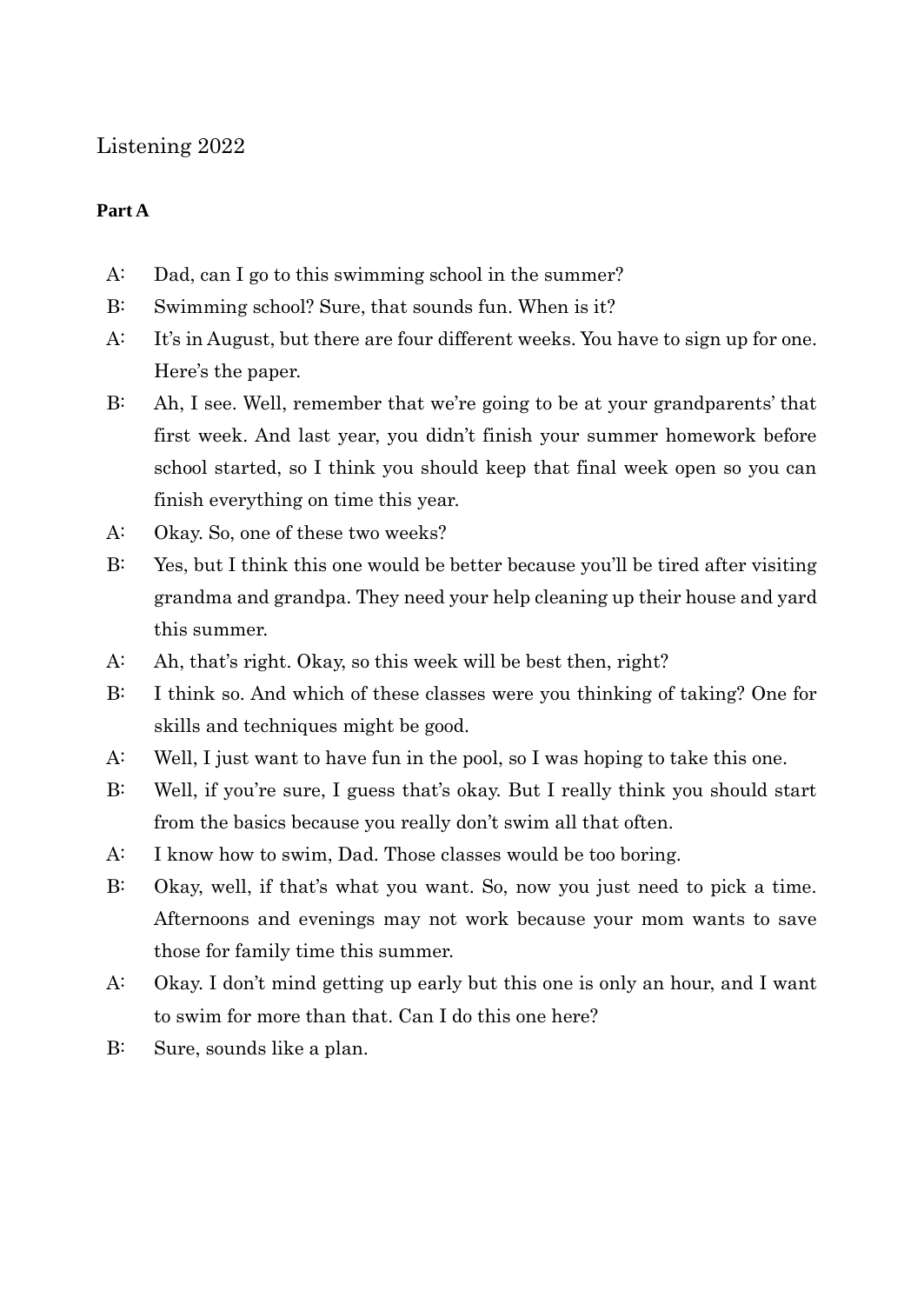# Listening 2022

**Part A**

A: Dad, can I go to this swimming school in the summer?

B: Swimming school? Sure, that sounds fun. When is it?

A: It's in August, but there are four different weeks. You have to sign up for one. Here's the paper.

B: Ah, I see. Well, remember that we're going to be at your grandparents' that first week. And last year, you didn't finish your summer homework before school started, so I think you should keep that final week open so you can finish everything on time this year.

A: Okay. So, one of these two weeks?

B: Yes, but I think this one would be better because you'll be tired after visiting grandma and grandpa. They need your help cleaning up their house and yard this summer.

A: Ah, that's right. Okay, so this week will be best then, right?

B: I think so. And which of these classes were you thinking of taking? One for skills and techniques might be good.

A: Well, I just want to have fun in the pool, so I was hoping to take this one.

B: Well, if you're sure, I guess that's okay. But I really think you should start from the basics because you really don't swim all that often.

A: I know how to swim, Dad. Those classes would be too boring.

B: Okay, well, if that's what you want. So, now you just need to pick a time. Afternoons and evenings may not work because your mom wants to save those for family time this summer.

A: Okay. I don't mind getting up early but this one is only an hour, and I want to swim for more than that. Can I do this one here?

B: Sure, sounds like a plan.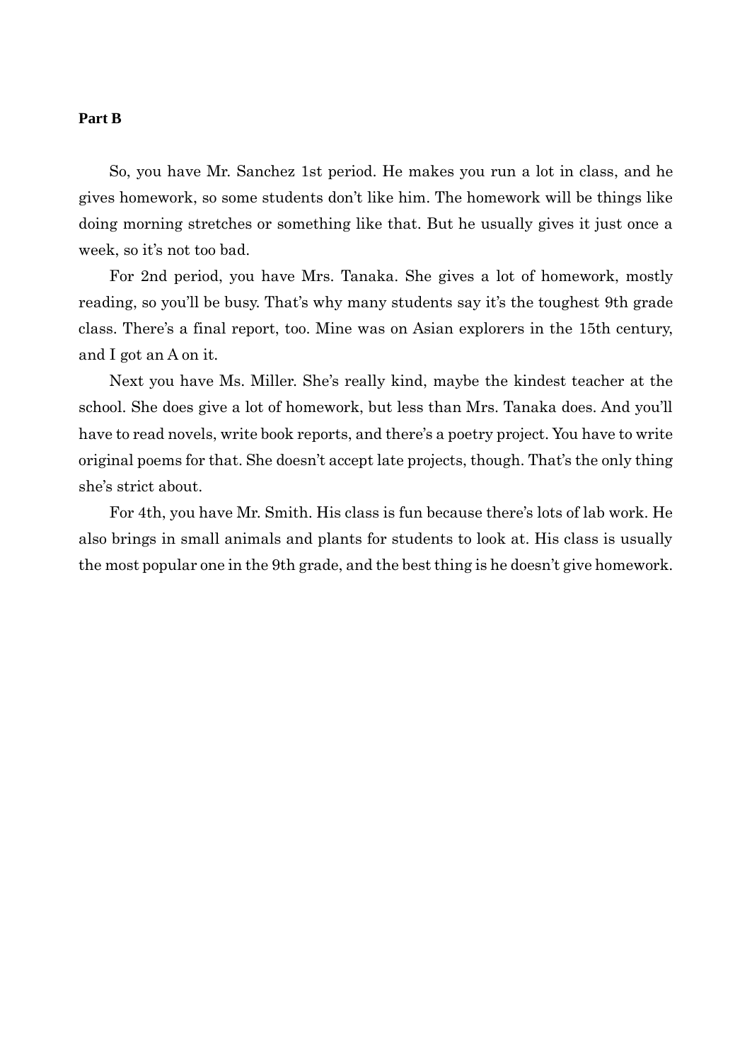**Part B**

So, you have Mr. Sanchez 1st period. He makes you run a lot in class, and he gives homework, so some students don't like him. The homework will be things like doing morning stretches or something like that. But he usually gives it just once a week, so it's not too bad.

For 2nd period, you have Mrs. Tanaka. She gives a lot of homework, mostly reading, so you'll be busy. That's why many students say it's the toughest 9th grade class. There's a final report, too. Mine was on Asian explorers in the 15th century, and I got an A on it.

Next you have Ms. Miller. She's really kind, maybe the kindest teacher at the school. She does give a lot of homework, but less than Mrs. Tanaka does. And you'll have to read novels, write book reports, and there's a poetry project. You have to write original poems for that. She doesn't accept late projects, though. That's the only thing she's strict about.

For 4th, you have Mr. Smith. His class is fun because there's lots of lab work. He also brings in small animals and plants for students to look at. His class is usually the most popular one in the 9th grade, and the best thing is he doesn't give homework.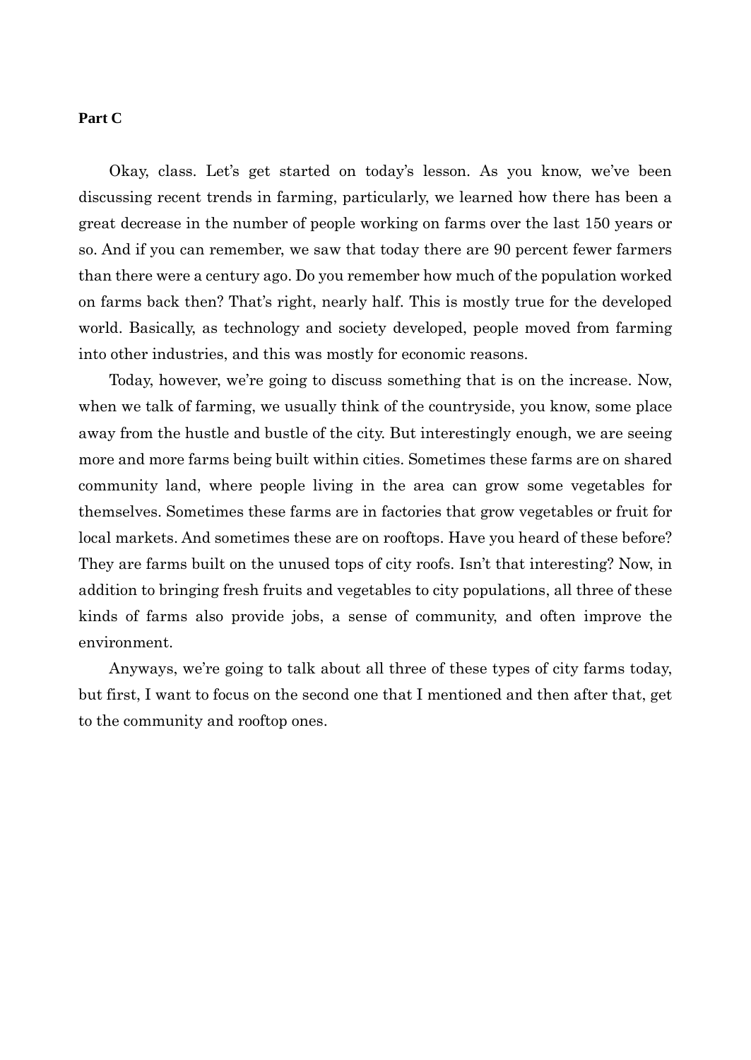**Part C**

Okay, class. Let's get started on today's lesson. As you know, we've been discussing recent trends in farming, particularly, we learned how there has been a great decrease in the number of people working on farms over the last 150 years or so. And if you can remember, we saw that today there are 90 percent fewer farmers than there were a century ago. Do you remember how much of the population worked on farms back then? That's right, nearly half. This is mostly true for the developed world. Basically, as technology and society developed, people moved from farming into other industries, and this was mostly for economic reasons.

Today, however, we're going to discuss something that is on the increase. Now, when we talk of farming, we usually think of the countryside, you know, some place away from the hustle and bustle of the city. But interestingly enough, we are seeing more and more farms being built within cities. Sometimes these farms are on shared community land, where people living in the area can grow some vegetables for themselves. Sometimes these farms are in factories that grow vegetables or fruit for local markets. And sometimes these are on rooftops. Have you heard of these before? They are farms built on the unused tops of city roofs. Isn't that interesting? Now, in addition to bringing fresh fruits and vegetables to city populations, all three of these kinds of farms also provide jobs, a sense of community, and often improve the environment.

Anyways, we're going to talk about all three of these types of city farms today, but first, I want to focus on the second one that I mentioned and then after that, get to the community and rooftop ones.